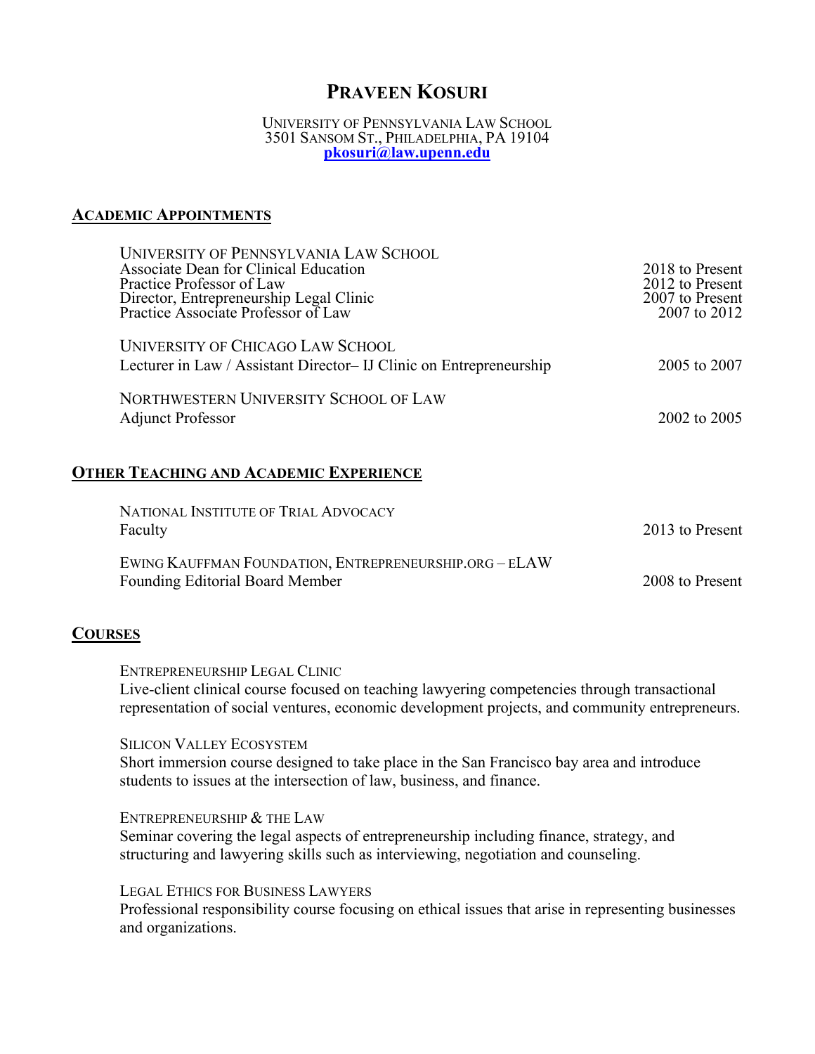# PRAVEEN KOSURI

UNIVERSITY OF PENNSYLVANIA LAW SCHOOL
3501 SANSOM ST., PHILADELPHIA, PA 19104
**pkosuri@law.upenn.edu**

## ACADEMIC APPOINTMENTS

UNIVERSITY OF PENNSYLVANIA LAW SCHOOL

| | |
|---|---|
| Associate Dean for Clinical Education | 2018 to Present |
| Practice Professor of Law | 2012 to Present |
| Director, Entrepreneurship Legal Clinic | 2007 to Present |
| Practice Associate Professor of Law | 2007 to 2012 |

UNIVERSITY OF CHICAGO LAW SCHOOL
Lecturer in Law / Assistant Director– IJ Clinic on Entrepreneurship — 2005 to 2007

NORTHWESTERN UNIVERSITY SCHOOL OF LAW
Adjunct Professor — 2002 to 2005

## OTHER TEACHING AND ACADEMIC EXPERIENCE

NATIONAL INSTITUTE OF TRIAL ADVOCACY
Faculty — 2013 to Present

EWING KAUFFMAN FOUNDATION, ENTREPRENEURSHIP.ORG – ELAW
Founding Editorial Board Member — 2008 to Present

## COURSES

ENTREPRENEURSHIP LEGAL CLINIC
Live-client clinical course focused on teaching lawyering competencies through transactional representation of social ventures, economic development projects, and community entrepreneurs.

SILICON VALLEY ECOSYSTEM
Short immersion course designed to take place in the San Francisco bay area and introduce students to issues at the intersection of law, business, and finance.

ENTREPRENEURSHIP & THE LAW
Seminar covering the legal aspects of entrepreneurship including finance, strategy, and structuring and lawyering skills such as interviewing, negotiation and counseling.

LEGAL ETHICS FOR BUSINESS LAWYERS
Professional responsibility course focusing on ethical issues that arise in representing businesses and organizations.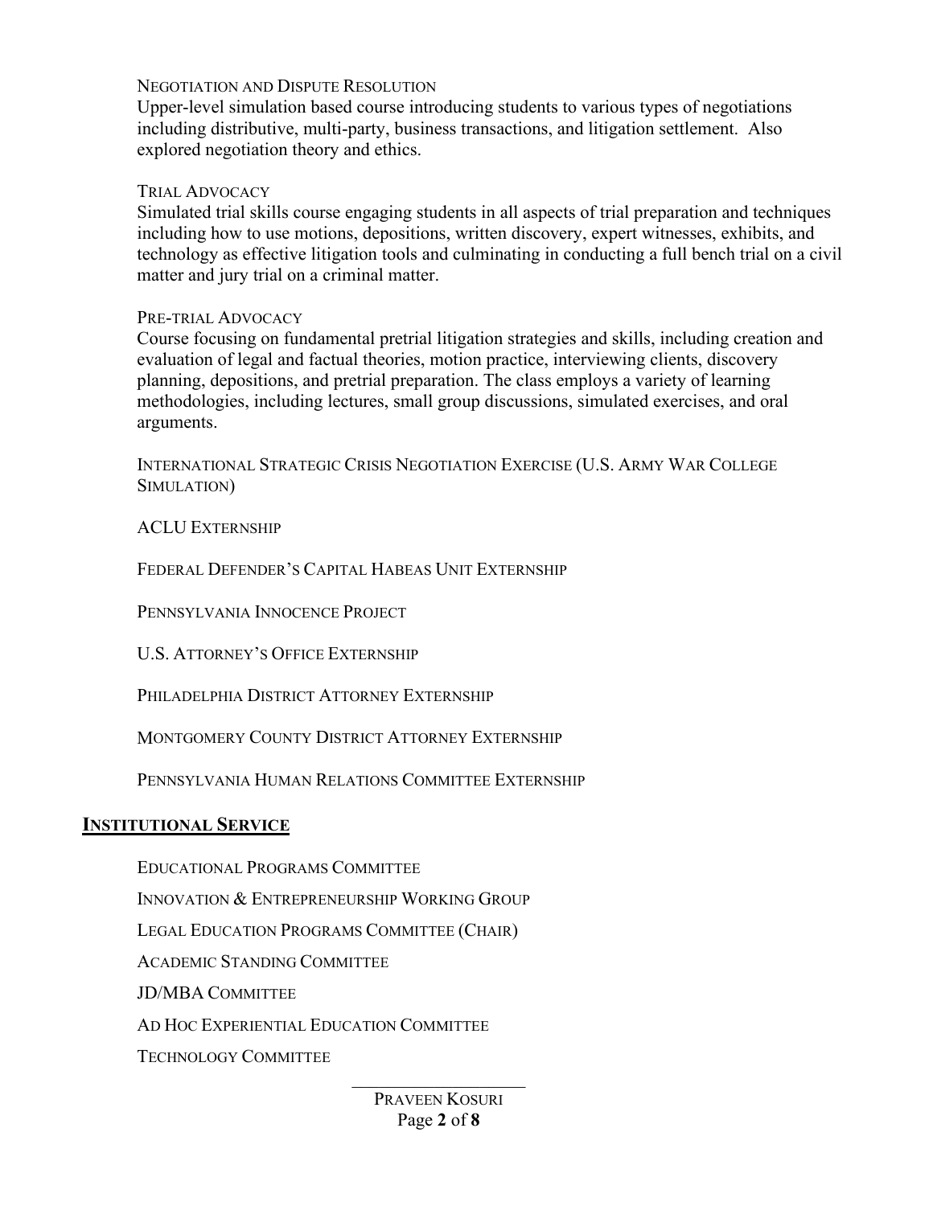NEGOTIATION AND DISPUTE RESOLUTION
Upper-level simulation based course introducing students to various types of negotiations including distributive, multi-party, business transactions, and litigation settlement. Also explored negotiation theory and ethics.

TRIAL ADVOCACY
Simulated trial skills course engaging students in all aspects of trial preparation and techniques including how to use motions, depositions, written discovery, expert witnesses, exhibits, and technology as effective litigation tools and culminating in conducting a full bench trial on a civil matter and jury trial on a criminal matter.

PRE-TRIAL ADVOCACY
Course focusing on fundamental pretrial litigation strategies and skills, including creation and evaluation of legal and factual theories, motion practice, interviewing clients, discovery planning, depositions, and pretrial preparation. The class employs a variety of learning methodologies, including lectures, small group discussions, simulated exercises, and oral arguments.

INTERNATIONAL STRATEGIC CRISIS NEGOTIATION EXERCISE (U.S. ARMY WAR COLLEGE SIMULATION)

ACLU EXTERNSHIP

FEDERAL DEFENDER'S CAPITAL HABEAS UNIT EXTERNSHIP

PENNSYLVANIA INNOCENCE PROJECT

U.S. ATTORNEY'S OFFICE EXTERNSHIP

PHILADELPHIA DISTRICT ATTORNEY EXTERNSHIP

MONTGOMERY COUNTY DISTRICT ATTORNEY EXTERNSHIP

PENNSYLVANIA HUMAN RELATIONS COMMITTEE EXTERNSHIP

## INSTITUTIONAL SERVICE

EDUCATIONAL PROGRAMS COMMITTEE

INNOVATION & ENTREPRENEURSHIP WORKING GROUP

LEGAL EDUCATION PROGRAMS COMMITTEE (CHAIR)

ACADEMIC STANDING COMMITTEE

JD/MBA COMMITTEE

AD HOC EXPERIENTIAL EDUCATION COMMITTEE

TECHNOLOGY COMMITTEE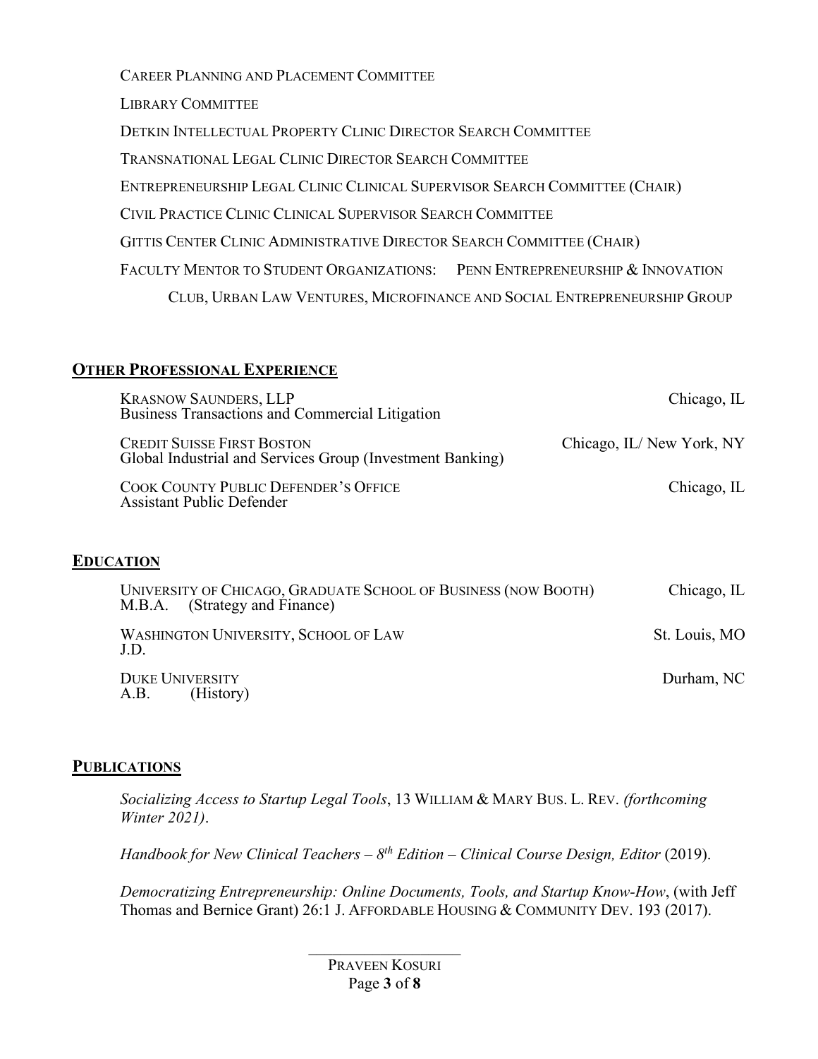CAREER PLANNING AND PLACEMENT COMMITTEE

LIBRARY COMMITTEE

DETKIN INTELLECTUAL PROPERTY CLINIC DIRECTOR SEARCH COMMITTEE

TRANSNATIONAL LEGAL CLINIC DIRECTOR SEARCH COMMITTEE

ENTREPRENEURSHIP LEGAL CLINIC CLINICAL SUPERVISOR SEARCH COMMITTEE (CHAIR)

CIVIL PRACTICE CLINIC CLINICAL SUPERVISOR SEARCH COMMITTEE

GITTIS CENTER CLINIC ADMINISTRATIVE DIRECTOR SEARCH COMMITTEE (CHAIR)

FACULTY MENTOR TO STUDENT ORGANIZATIONS: PENN ENTREPRENEURSHIP & INNOVATION CLUB, URBAN LAW VENTURES, MICROFINANCE AND SOCIAL ENTREPRENEURSHIP GROUP

## OTHER PROFESSIONAL EXPERIENCE

KRASNOW SAUNDERS, LLP — Chicago, IL
Business Transactions and Commercial Litigation

CREDIT SUISSE FIRST BOSTON — Chicago, IL/ New York, NY
Global Industrial and Services Group (Investment Banking)

COOK COUNTY PUBLIC DEFENDER'S OFFICE — Chicago, IL
Assistant Public Defender

## EDUCATION

UNIVERSITY OF CHICAGO, GRADUATE SCHOOL OF BUSINESS (NOW BOOTH) — Chicago, IL
M.B.A. (Strategy and Finance)

WASHINGTON UNIVERSITY, SCHOOL OF LAW — St. Louis, MO
J.D.

DUKE UNIVERSITY — Durham, NC
A.B. (History)

## PUBLICATIONS

*Socializing Access to Startup Legal Tools*, 13 WILLIAM & MARY BUS. L. REV. *(forthcoming Winter 2021)*.

*Handbook for New Clinical Teachers – 8th Edition – Clinical Course Design, Editor* (2019).

*Democratizing Entrepreneurship: Online Documents, Tools, and Startup Know-How*, (with Jeff Thomas and Bernice Grant) 26:1 J. AFFORDABLE HOUSING & COMMUNITY DEV. 193 (2017).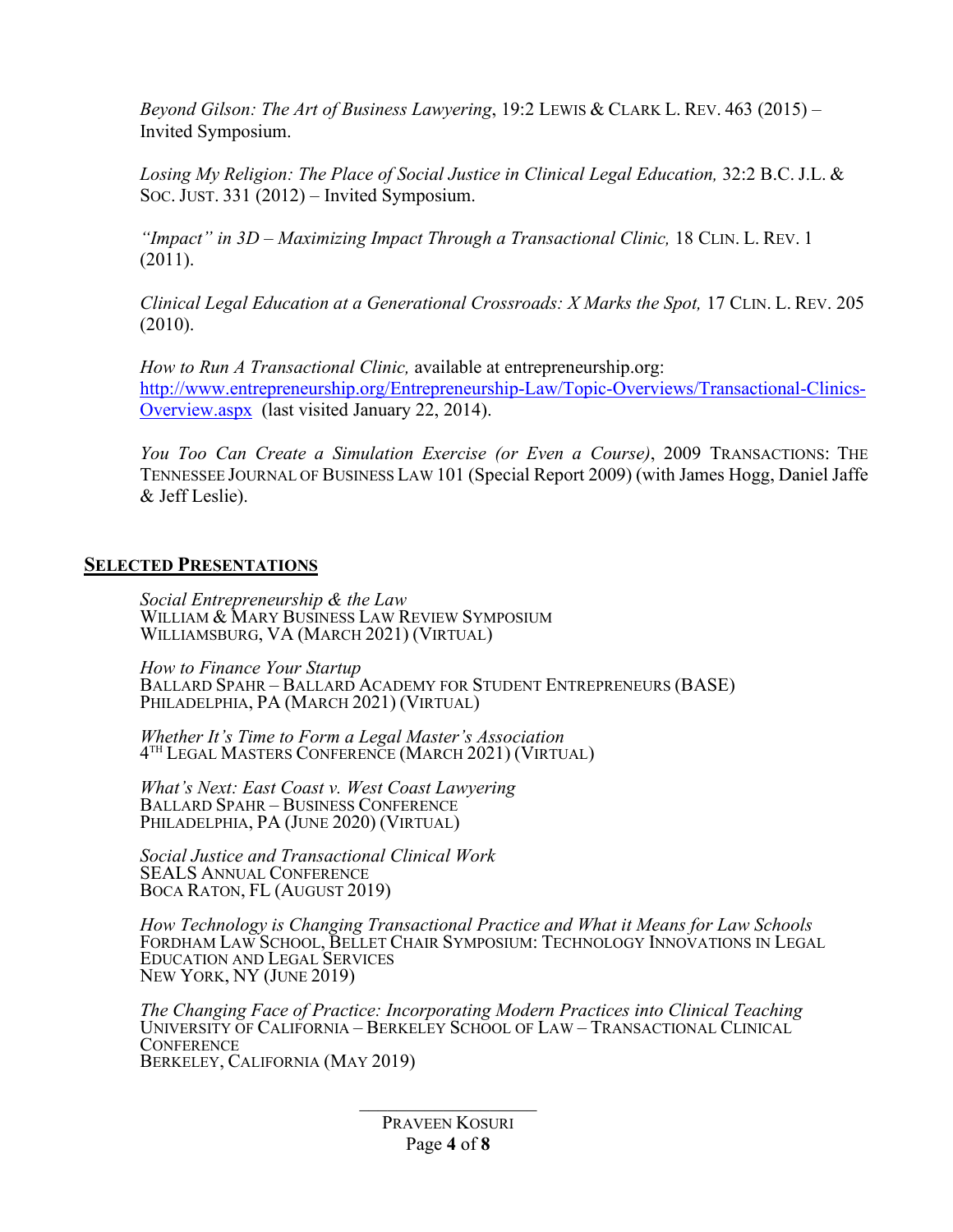*Beyond Gilson: The Art of Business Lawyering*, 19:2 LEWIS & CLARK L. REV. 463 (2015) – Invited Symposium.

*Losing My Religion: The Place of Social Justice in Clinical Legal Education,* 32:2 B.C. J.L. & SOC. JUST. 331 (2012) – Invited Symposium.

*"Impact" in 3D – Maximizing Impact Through a Transactional Clinic,* 18 CLIN. L. REV. 1 (2011).

*Clinical Legal Education at a Generational Crossroads: X Marks the Spot,* 17 CLIN. L. REV. 205 (2010).

*How to Run A Transactional Clinic,* available at entrepreneurship.org: [http://www.entrepreneurship.org/Entrepreneurship-Law/Topic-Overviews/Transactional-Clinics-Overview.aspx](http://www.entrepreneurship.org/Entrepreneurship-Law/Topic-Overviews/Transactional-Clinics-Overview.aspx) (last visited January 22, 2014).

*You Too Can Create a Simulation Exercise (or Even a Course)*, 2009 TRANSACTIONS: THE TENNESSEE JOURNAL OF BUSINESS LAW 101 (Special Report 2009) (with James Hogg, Daniel Jaffe & Jeff Leslie).

## SELECTED PRESENTATIONS

*Social Entrepreneurship & the Law*
WILLIAM & MARY BUSINESS LAW REVIEW SYMPOSIUM
WILLIAMSBURG, VA (MARCH 2021) (VIRTUAL)

*How to Finance Your Startup*
BALLARD SPAHR – BALLARD ACADEMY FOR STUDENT ENTREPRENEURS (BASE)
PHILADELPHIA, PA (MARCH 2021) (VIRTUAL)

*Whether It's Time to Form a Legal Master's Association*
4TH LEGAL MASTERS CONFERENCE (MARCH 2021) (VIRTUAL)

*What's Next: East Coast v. West Coast Lawyering*
BALLARD SPAHR – BUSINESS CONFERENCE
PHILADELPHIA, PA (JUNE 2020) (VIRTUAL)

*Social Justice and Transactional Clinical Work*
SEALS ANNUAL CONFERENCE
BOCA RATON, FL (AUGUST 2019)

*How Technology is Changing Transactional Practice and What it Means for Law Schools*
FORDHAM LAW SCHOOL, BELLET CHAIR SYMPOSIUM: TECHNOLOGY INNOVATIONS IN LEGAL EDUCATION AND LEGAL SERVICES
NEW YORK, NY (JUNE 2019)

*The Changing Face of Practice: Incorporating Modern Practices into Clinical Teaching*
UNIVERSITY OF CALIFORNIA – BERKELEY SCHOOL OF LAW – TRANSACTIONAL CLINICAL CONFERENCE
BERKELEY, CALIFORNIA (MAY 2019)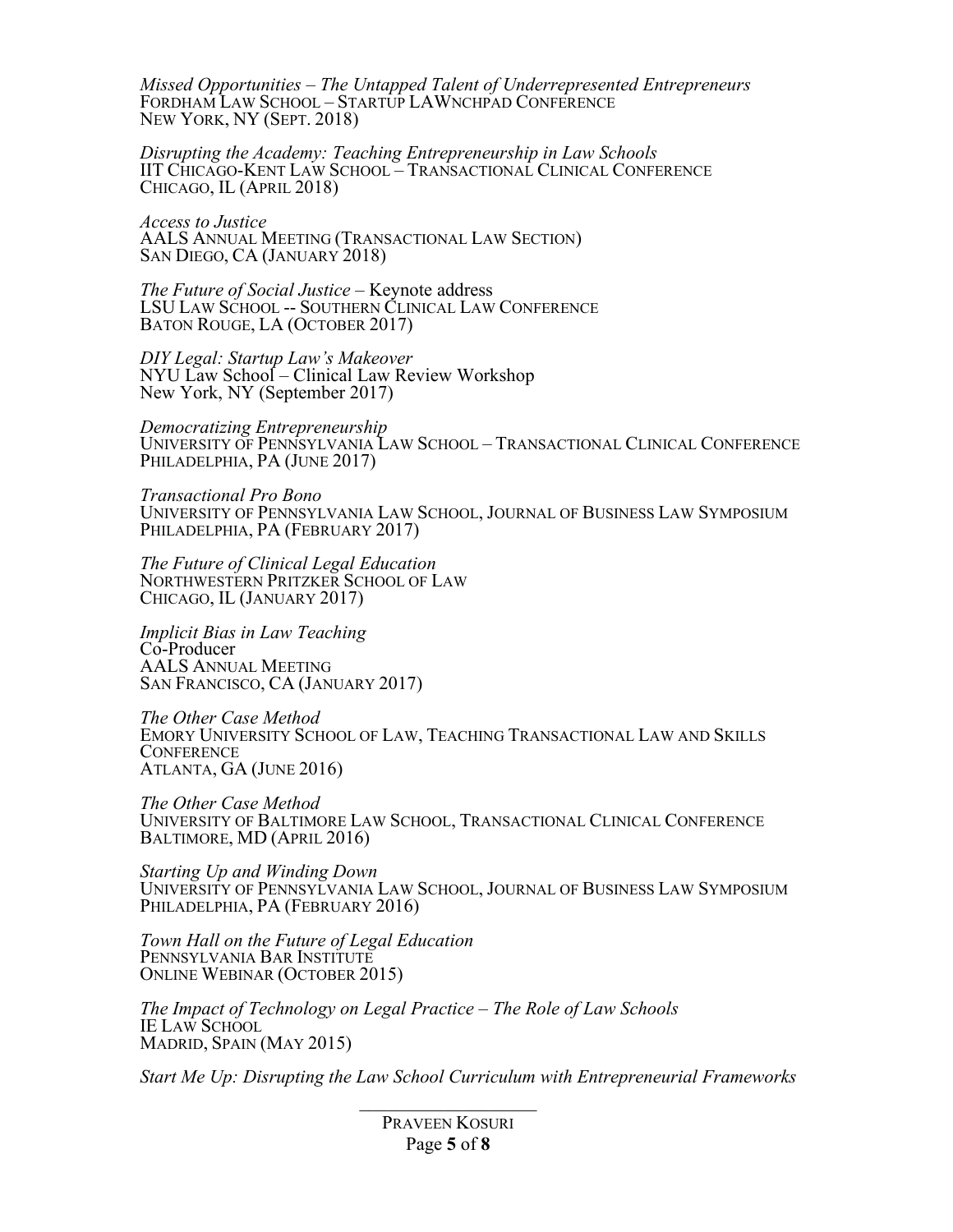*Missed Opportunities – The Untapped Talent of Underrepresented Entrepreneurs*
FORDHAM LAW SCHOOL – STARTUP LAWNCHPAD CONFERENCE
NEW YORK, NY (SEPT. 2018)

*Disrupting the Academy: Teaching Entrepreneurship in Law Schools*
IIT CHICAGO-KENT LAW SCHOOL – TRANSACTIONAL CLINICAL CONFERENCE
CHICAGO, IL (APRIL 2018)

*Access to Justice*
AALS ANNUAL MEETING (TRANSACTIONAL LAW SECTION)
SAN DIEGO, CA (JANUARY 2018)

*The Future of Social Justice* – Keynote address
LSU LAW SCHOOL -- SOUTHERN CLINICAL LAW CONFERENCE
BATON ROUGE, LA (OCTOBER 2017)

*DIY Legal: Startup Law's Makeover*
NYU Law School – Clinical Law Review Workshop
New York, NY (September 2017)

*Democratizing Entrepreneurship*
UNIVERSITY OF PENNSYLVANIA LAW SCHOOL – TRANSACTIONAL CLINICAL CONFERENCE
PHILADELPHIA, PA (JUNE 2017)

*Transactional Pro Bono*
UNIVERSITY OF PENNSYLVANIA LAW SCHOOL, JOURNAL OF BUSINESS LAW SYMPOSIUM
PHILADELPHIA, PA (FEBRUARY 2017)

*The Future of Clinical Legal Education*
NORTHWESTERN PRITZKER SCHOOL OF LAW
CHICAGO, IL (JANUARY 2017)

*Implicit Bias in Law Teaching*
Co-Producer
AALS ANNUAL MEETING
SAN FRANCISCO, CA (JANUARY 2017)

*The Other Case Method*
EMORY UNIVERSITY SCHOOL OF LAW, TEACHING TRANSACTIONAL LAW AND SKILLS CONFERENCE
ATLANTA, GA (JUNE 2016)

*The Other Case Method*
UNIVERSITY OF BALTIMORE LAW SCHOOL, TRANSACTIONAL CLINICAL CONFERENCE
BALTIMORE, MD (APRIL 2016)

*Starting Up and Winding Down*
UNIVERSITY OF PENNSYLVANIA LAW SCHOOL, JOURNAL OF BUSINESS LAW SYMPOSIUM
PHILADELPHIA, PA (FEBRUARY 2016)

*Town Hall on the Future of Legal Education*
PENNSYLVANIA BAR INSTITUTE
ONLINE WEBINAR (OCTOBER 2015)

*The Impact of Technology on Legal Practice – The Role of Law Schools*
IE LAW SCHOOL
MADRID, SPAIN (MAY 2015)

*Start Me Up: Disrupting the Law School Curriculum with Entrepreneurial Frameworks*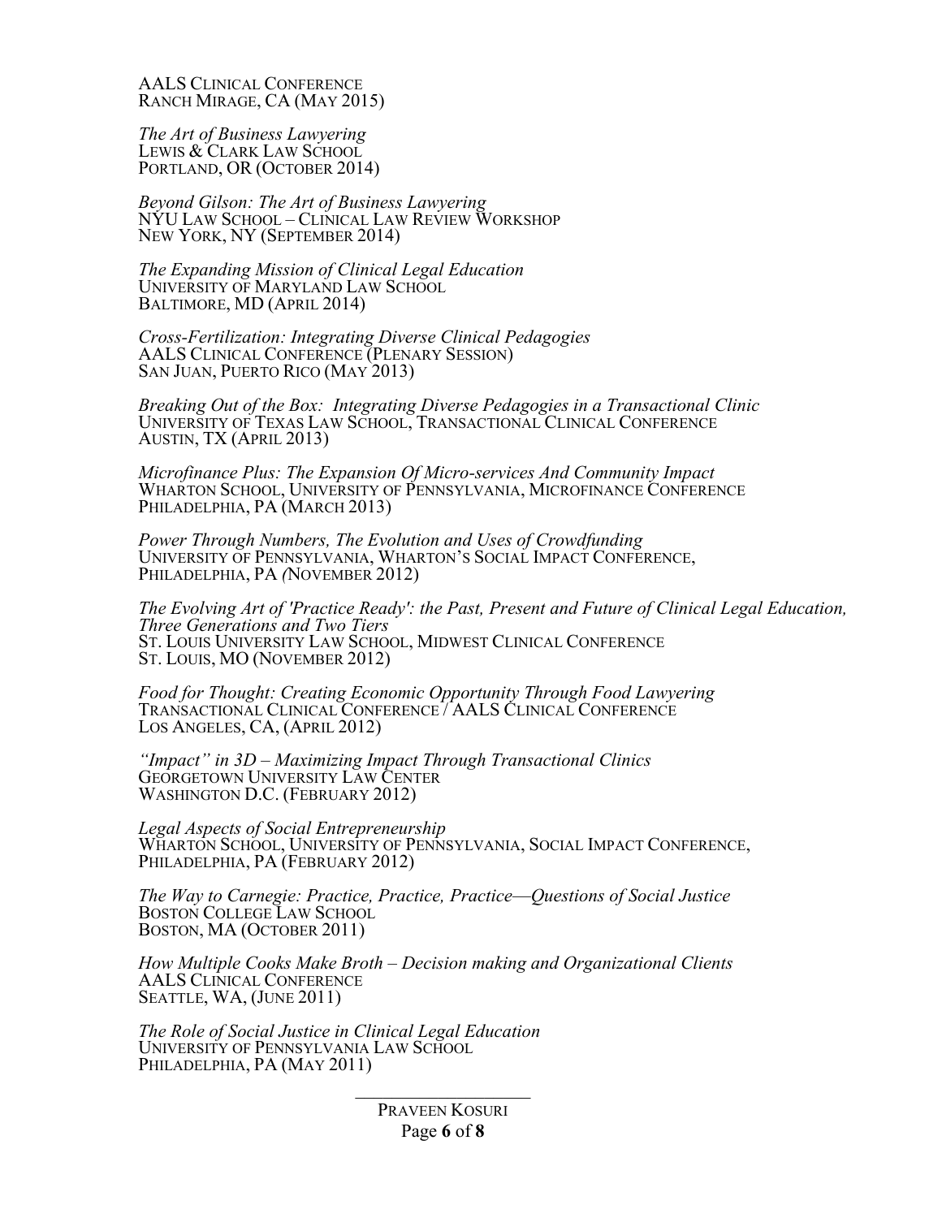AALS Clinical Conference
Ranch Mirage, CA (May 2015)

*The Art of Business Lawyering*
Lewis & Clark Law School
Portland, OR (October 2014)

*Beyond Gilson: The Art of Business Lawyering*
NYU Law School – Clinical Law Review Workshop
New York, NY (September 2014)

*The Expanding Mission of Clinical Legal Education*
University of Maryland Law School
Baltimore, MD (April 2014)

*Cross-Fertilization: Integrating Diverse Clinical Pedagogies*
AALS Clinical Conference (Plenary Session)
San Juan, Puerto Rico (May 2013)

*Breaking Out of the Box: Integrating Diverse Pedagogies in a Transactional Clinic*
University of Texas Law School, Transactional Clinical Conference
Austin, TX (April 2013)

*Microfinance Plus: The Expansion Of Micro-services And Community Impact*
Wharton School, University of Pennsylvania, Microfinance Conference
Philadelphia, PA (March 2013)

*Power Through Numbers, The Evolution and Uses of Crowdfunding*
University of Pennsylvania, Wharton's Social Impact Conference,
Philadelphia, PA (November 2012)

*The Evolving Art of 'Practice Ready': the Past, Present and Future of Clinical Legal Education, Three Generations and Two Tiers*
St. Louis University Law School, Midwest Clinical Conference
St. Louis, MO (November 2012)

*Food for Thought: Creating Economic Opportunity Through Food Lawyering*
Transactional Clinical Conference / AALS Clinical Conference
Los Angeles, CA, (April 2012)

*"Impact" in 3D – Maximizing Impact Through Transactional Clinics*
Georgetown University Law Center
Washington D.C. (February 2012)

*Legal Aspects of Social Entrepreneurship*
Wharton School, University of Pennsylvania, Social Impact Conference,
Philadelphia, PA (February 2012)

*The Way to Carnegie: Practice, Practice, Practice—Questions of Social Justice*
Boston College Law School
Boston, MA (October 2011)

*How Multiple Cooks Make Broth – Decision making and Organizational Clients*
AALS Clinical Conference
Seattle, WA, (June 2011)

*The Role of Social Justice in Clinical Legal Education*
University of Pennsylvania Law School
Philadelphia, PA (May 2011)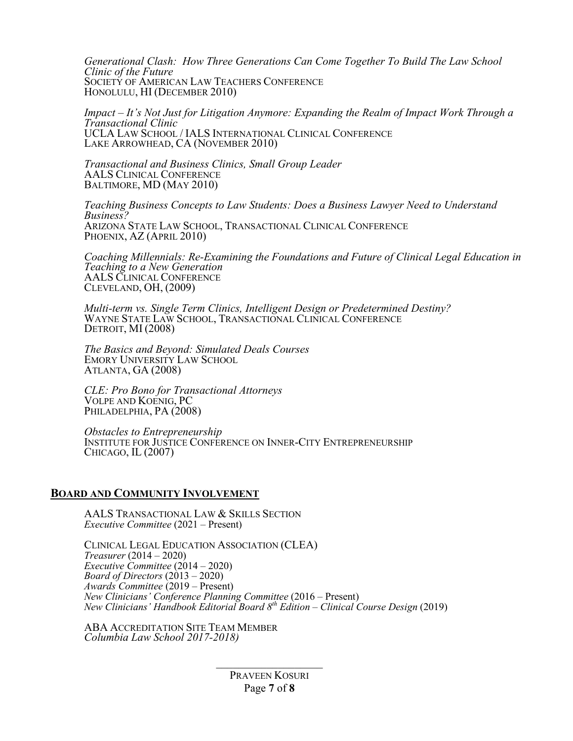*Generational Clash: How Three Generations Can Come Together To Build The Law School Clinic of the Future*
SOCIETY OF AMERICAN LAW TEACHERS CONFERENCE
HONOLULU, HI (DECEMBER 2010)

*Impact – It's Not Just for Litigation Anymore: Expanding the Realm of Impact Work Through a Transactional Clinic*
UCLA LAW SCHOOL / IALS INTERNATIONAL CLINICAL CONFERENCE
LAKE ARROWHEAD, CA (NOVEMBER 2010)

*Transactional and Business Clinics, Small Group Leader*
AALS CLINICAL CONFERENCE
BALTIMORE, MD (MAY 2010)

*Teaching Business Concepts to Law Students: Does a Business Lawyer Need to Understand Business?*
ARIZONA STATE LAW SCHOOL, TRANSACTIONAL CLINICAL CONFERENCE
PHOENIX, AZ (APRIL 2010)

*Coaching Millennials: Re-Examining the Foundations and Future of Clinical Legal Education in Teaching to a New Generation*
AALS CLINICAL CONFERENCE
CLEVELAND, OH, (2009)

*Multi-term vs. Single Term Clinics, Intelligent Design or Predetermined Destiny?*
WAYNE STATE LAW SCHOOL, TRANSACTIONAL CLINICAL CONFERENCE
DETROIT, MI (2008)

*The Basics and Beyond: Simulated Deals Courses*
EMORY UNIVERSITY LAW SCHOOL
ATLANTA, GA (2008)

*CLE: Pro Bono for Transactional Attorneys*
VOLPE AND KOENIG, PC
PHILADELPHIA, PA (2008)

*Obstacles to Entrepreneurship*
INSTITUTE FOR JUSTICE CONFERENCE ON INNER-CITY ENTREPRENEURSHIP
CHICAGO, IL (2007)

## BOARD AND COMMUNITY INVOLVEMENT

AALS TRANSACTIONAL LAW & SKILLS SECTION
*Executive Committee* (2021 – Present)

CLINICAL LEGAL EDUCATION ASSOCIATION (CLEA)
*Treasurer* (2014 – 2020)
*Executive Committee* (2014 – 2020)
*Board of Directors* (2013 – 2020)
*Awards Committee* (2019 – Present)
*New Clinicians' Conference Planning Committee* (2016 – Present)
*New Clinicians' Handbook Editorial Board 8th Edition – Clinical Course Design* (2019)

ABA ACCREDITATION SITE TEAM MEMBER
*Columbia Law School 2017-2018)*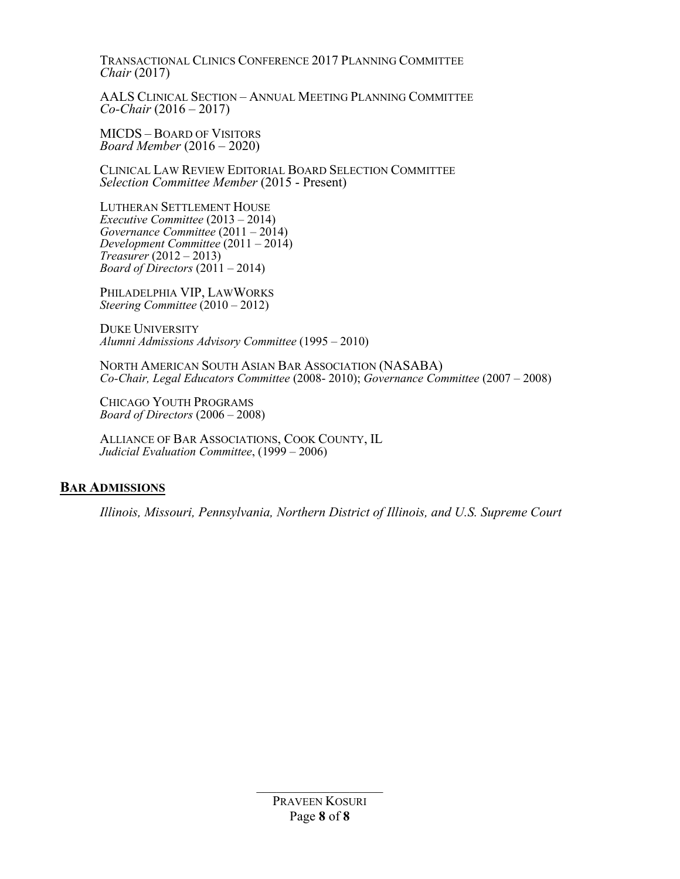TRANSACTIONAL CLINICS CONFERENCE 2017 PLANNING COMMITTEE
*Chair* (2017)

AALS CLINICAL SECTION – ANNUAL MEETING PLANNING COMMITTEE
*Co-Chair* (2016 – 2017)

MICDS – BOARD OF VISITORS
*Board Member* (2016 – 2020)

CLINICAL LAW REVIEW EDITORIAL BOARD SELECTION COMMITTEE
*Selection Committee Member* (2015 - Present)

LUTHERAN SETTLEMENT HOUSE
*Executive Committee* (2013 – 2014)
*Governance Committee* (2011 – 2014)
*Development Committee* (2011 – 2014)
*Treasurer* (2012 – 2013)
*Board of Directors* (2011 – 2014)

PHILADELPHIA VIP, LAWWORKS
*Steering Committee* (2010 – 2012)

DUKE UNIVERSITY
*Alumni Admissions Advisory Committee* (1995 – 2010)

NORTH AMERICAN SOUTH ASIAN BAR ASSOCIATION (NASABA)
*Co-Chair, Legal Educators Committee* (2008- 2010); *Governance Committee* (2007 – 2008)

CHICAGO YOUTH PROGRAMS
*Board of Directors* (2006 – 2008)

ALLIANCE OF BAR ASSOCIATIONS, COOK COUNTY, IL
*Judicial Evaluation Committee*, (1999 – 2006)

## BAR ADMISSIONS

*Illinois, Missouri, Pennsylvania, Northern District of Illinois, and U.S. Supreme Court*